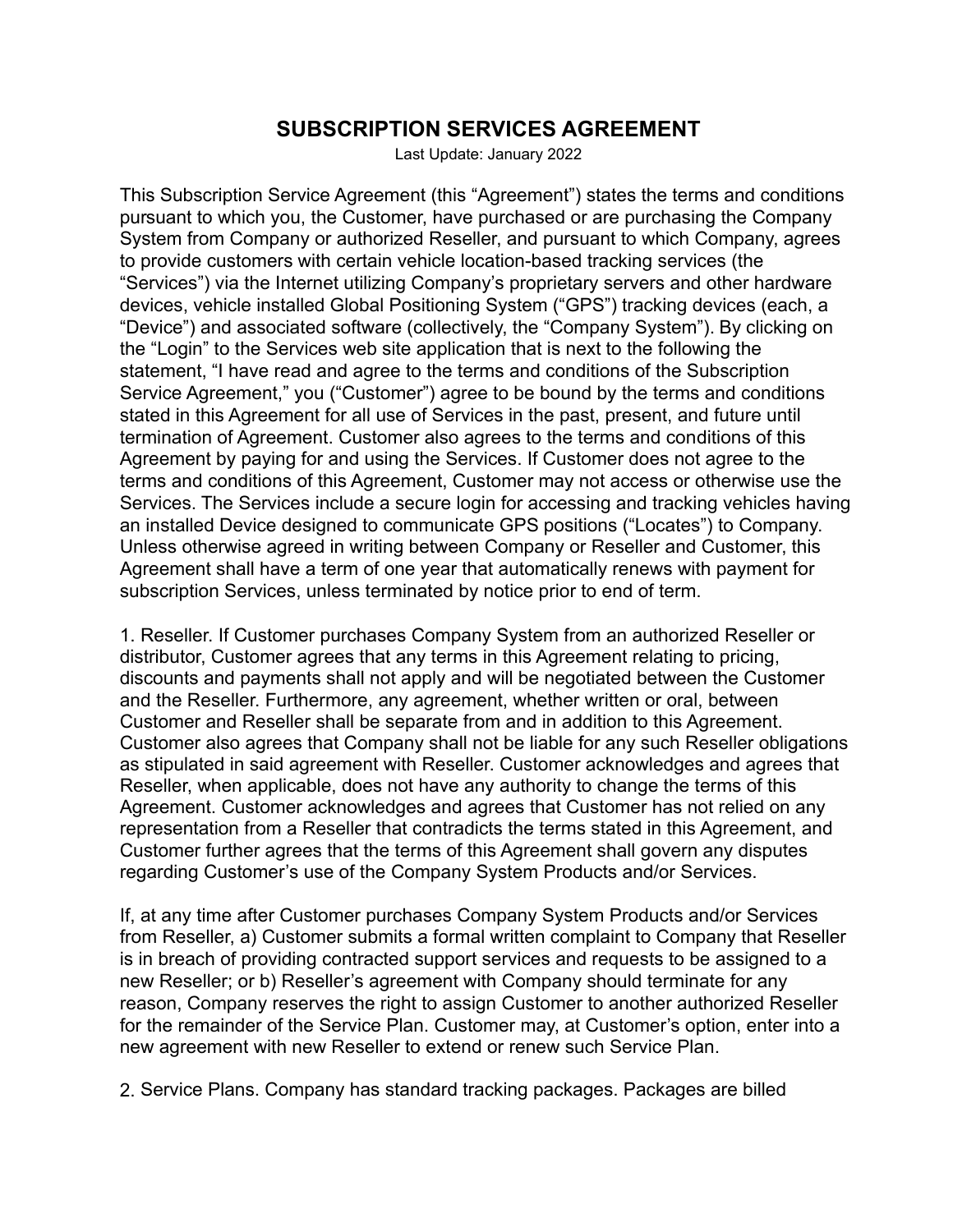# SUBSCRIPTION SERVICES AGREEMENT

Last Update: January 2022

This Subscription Service Agreement (this "Agreement") states the terms and conditions pursuant to which you, the Customer, have purchased or are purchasing the Company System from Company or authorized Reseller, and pursuant to which Company, agrees to provide customers with certain vehicle location-based tracking services (the "Services") via the Internet utilizing Company's proprietary servers and other hardware devices, vehicle installed Global Positioning System ("GPS") tracking devices (each, a "Device") and associated software (collectively, the "Company System"). By clicking on the "Login" to the Services web site application that is next to the following the statement, "I have read and agree to the terms and conditions of the Subscription Service Agreement," you ("Customer") agree to be bound by the terms and conditions stated in this Agreement for all use of Services in the past, present, and future until termination of Agreement. Customer also agrees to the terms and conditions of this Agreement by paying for and using the Services. If Customer does not agree to the terms and conditions of this Agreement, Customer may not access or otherwise use the Services. The Services include a secure login for accessing and tracking vehicles having an installed Device designed to communicate GPS positions ("Locates") to Company. Unless otherwise agreed in writing between Company or Reseller and Customer, this Agreement shall have a term of one year that automatically renews with payment for subscription Services, unless terminated by notice prior to end of term.

1. Reseller. If Customer purchases Company System from an authorized Reseller or distributor, Customer agrees that any terms in this Agreement relating to pricing, discounts and payments shall not apply and will be negotiated between the Customer and the Reseller. Furthermore, any agreement, whether written or oral, between Customer and Reseller shall be separate from and in addition to this Agreement. Customer also agrees that Company shall not be liable for any such Reseller obligations as stipulated in said agreement with Reseller. Customer acknowledges and agrees that Reseller, when applicable, does not have any authority to change the terms of this Agreement. Customer acknowledges and agrees that Customer has not relied on any representation from a Reseller that contradicts the terms stated in this Agreement, and Customer further agrees that the terms of this Agreement shall govern any disputes regarding Customer's use of the Company System Products and/or Services.

If, at any time after Customer purchases Company System Products and/or Services from Reseller, a) Customer submits a formal written complaint to Company that Reseller is in breach of providing contracted support services and requests to be assigned to a new Reseller; or b) Reseller's agreement with Company should terminate for any reason, Company reserves the right to assign Customer to another authorized Reseller for the remainder of the Service Plan. Customer may, at Customer's option, enter into a new agreement with new Reseller to extend or renew such Service Plan.

2. Service Plans. Company has standard tracking packages. Packages are billed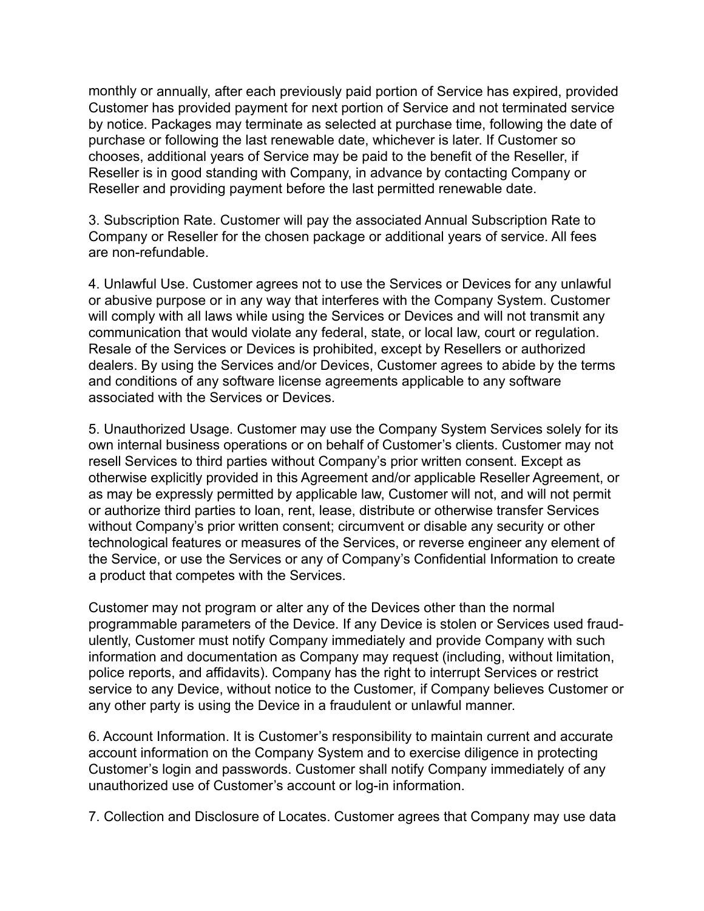monthly or annually, after each previously paid portion of Service has expired, provided Customer has provided payment for next portion of Service and not terminated service by notice. Packages may terminate as selected at purchase time, following the date of purchase or following the last renewable date, whichever is later. If Customer so chooses, additional years of Service may be paid to the benefit of the Reseller, if Reseller is in good standing with Company, in advance by contacting Company or Reseller and providing payment before the last permitted renewable date.

3. Subscription Rate. Customer will pay the associated Annual Subscription Rate to Company or Reseller for the chosen package or additional years of service. All fees are non-refundable.

4. Unlawful Use. Customer agrees not to use the Services or Devices for any unlawful or abusive purpose or in any way that interferes with the Company System. Customer will comply with all laws while using the Services or Devices and will not transmit any communication that would violate any federal, state, or local law, court or regulation. Resale of the Services or Devices is prohibited, except by Resellers or authorized dealers. By using the Services and/or Devices, Customer agrees to abide by the terms and conditions of any software license agreements applicable to any software associated with the Services or Devices.

5. Unauthorized Usage. Customer may use the Company System Services solely for its own internal business operations or on behalf of Customer's clients. Customer may not resell Services to third parties without Company's prior written consent. Except as otherwise explicitly provided in this Agreement and/or applicable Reseller Agreement, or as may be expressly permitted by applicable law, Customer will not, and will not permit or authorize third parties to loan, rent, lease, distribute or otherwise transfer Services without Company's prior written consent; circumvent or disable any security or other technological features or measures of the Services, or reverse engineer any element of the Service, or use the Services or any of Company's Confidential Information to create a product that competes with the Services.

Customer may not program or alter any of the Devices other than the normal programmable parameters of the Device. If any Device is stolen or Services used fraudulently, Customer must notify Company immediately and provide Company with such information and documentation as Company may request (including, without limitation, police reports, and affidavits). Company has the right to interrupt Services or restrict service to any Device, without notice to the Customer, if Company believes Customer or any other party is using the Device in a fraudulent or unlawful manner.

6. Account Information. It is Customer's responsibility to maintain current and accurate account information on the Company System and to exercise diligence in protecting Customer's login and passwords. Customer shall notify Company immediately of any unauthorized use of Customer's account or log-in information.

7. Collection and Disclosure of Locates. Customer agrees that Company may use data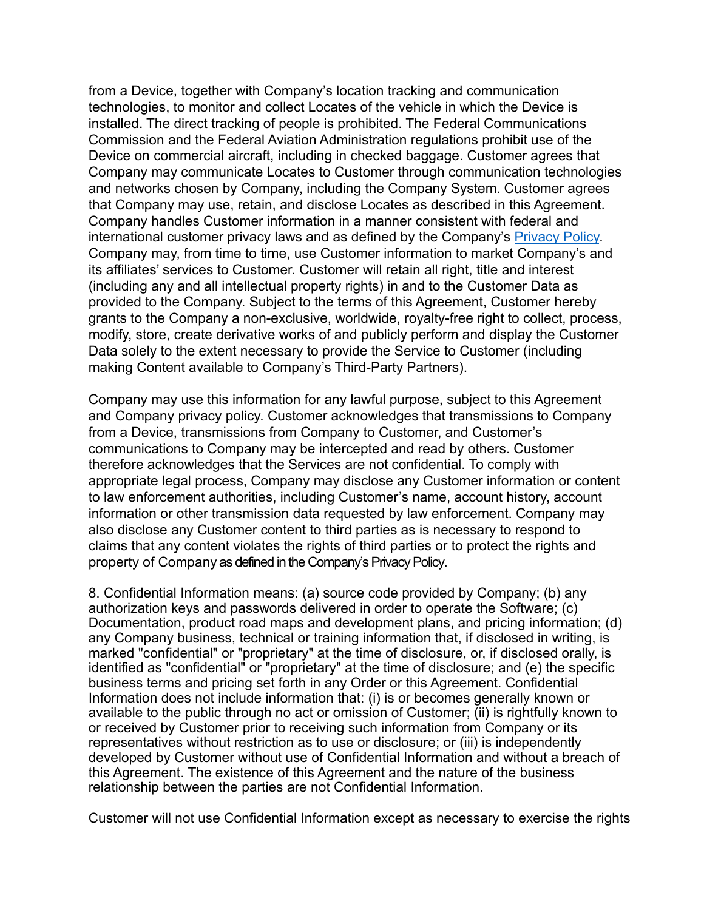from a Device, together with Company's location tracking and communication technologies, to monitor and collect Locates of the vehicle in which the Device is installed. The direct tracking of people is prohibited. The Federal Communications Commission and the Federal Aviation Administration regulations prohibit use of the Device on commercial aircraft, including in checked baggage. Customer agrees that Company may communicate Locates to Customer through communication technologies and networks chosen by Company, including the Company System. Customer agrees that Company may use, retain, and disclose Locates as described in this Agreement. Company handles Customer information in a manner consistent with federal and international customer privacy laws and as defined by the Company's [Privacy Policy](). Company may, from time to time, use Customer information to market Company's and its affiliates' services to Customer. Customer will retain all right, title and interest (including any and all intellectual property rights) in and to the Customer Data as provided to the Company. Subject to the terms of this Agreement, Customer hereby grants to the Company a non-exclusive, worldwide, royalty-free right to collect, process, modify, store, create derivative works of and publicly perform and display the Customer Data solely to the extent necessary to provide the Service to Customer (including making Content available to Company's Third-Party Partners).

Company may use this information for any lawful purpose, subject to this Agreement and Company privacy policy. Customer acknowledges that transmissions to Company from a Device, transmissions from Company to Customer, and Customer's communications to Company may be intercepted and read by others. Customer therefore acknowledges that the Services are not confidential. To comply with appropriate legal process, Company may disclose any Customer information or content to law enforcement authorities, including Customer's name, account history, account information or other transmission data requested by law enforcement. Company may also disclose any Customer content to third parties as is necessary to respond to claims that any content violates the rights of third parties or to protect the rights and property of Company as defined in the Company's Privacy Policy.

8. Confidential Information means: (a) source code provided by Company; (b) any authorization keys and passwords delivered in order to operate the Software; (c) Documentation, product road maps and development plans, and pricing information; (d) any Company business, technical or training information that, if disclosed in writing, is marked "confidential" or "proprietary" at the time of disclosure, or, if disclosed orally, is identified as "confidential" or "proprietary" at the time of disclosure; and (e) the specific business terms and pricing set forth in any Order or this Agreement. Confidential Information does not include information that: (i) is or becomes generally known or available to the public through no act or omission of Customer; (ii) is rightfully known to or received by Customer prior to receiving such information from Company or its representatives without restriction as to use or disclosure; or (iii) is independently developed by Customer without use of Confidential Information and without a breach of this Agreement. The existence of this Agreement and the nature of the business relationship between the parties are not Confidential Information.

Customer will not use Confidential Information except as necessary to exercise the rights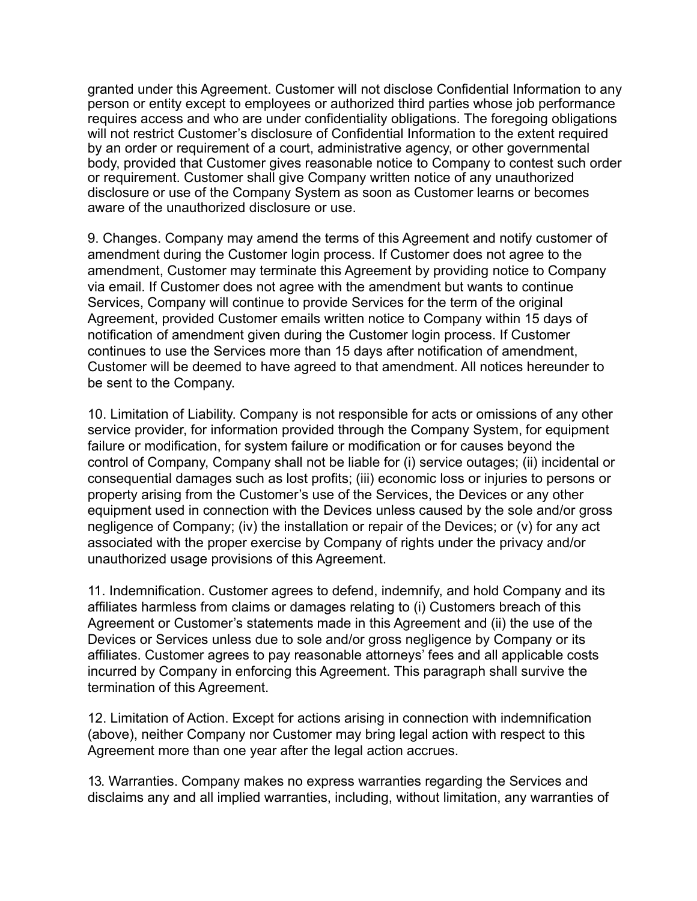granted under this Agreement. Customer will not disclose Confidential Information to any person or entity except to employees or authorized third parties whose job performance requires access and who are under confidentiality obligations. The foregoing obligations will not restrict Customer's disclosure of Confidential Information to the extent required by an order or requirement of a court, administrative agency, or other governmental body, provided that Customer gives reasonable notice to Company to contest such order or requirement. Customer shall give Company written notice of any unauthorized disclosure or use of the Company System as soon as Customer learns or becomes aware of the unauthorized disclosure or use.

9. Changes. Company may amend the terms of this Agreement and notify customer of amendment during the Customer login process. If Customer does not agree to the amendment, Customer may terminate this Agreement by providing notice to Company via email. If Customer does not agree with the amendment but wants to continue Services, Company will continue to provide Services for the term of the original Agreement, provided Customer emails written notice to Company within 15 days of notification of amendment given during the Customer login process. If Customer continues to use the Services more than 15 days after notification of amendment, Customer will be deemed to have agreed to that amendment. All notices hereunder to be sent to the Company.

10. Limitation of Liability. Company is not responsible for acts or omissions of any other service provider, for information provided through the Company System, for equipment failure or modification, for system failure or modification or for causes beyond the control of Company, Company shall not be liable for (i) service outages; (ii) incidental or consequential damages such as lost profits; (iii) economic loss or injuries to persons or property arising from the Customer's use of the Services, the Devices or any other equipment used in connection with the Devices unless caused by the sole and/or gross negligence of Company; (iv) the installation or repair of the Devices; or (v) for any act associated with the proper exercise by Company of rights under the privacy and/or unauthorized usage provisions of this Agreement.

11. Indemnification. Customer agrees to defend, indemnify, and hold Company and its affiliates harmless from claims or damages relating to (i) Customers breach of this Agreement or Customer's statements made in this Agreement and (ii) the use of the Devices or Services unless due to sole and/or gross negligence by Company or its affiliates. Customer agrees to pay reasonable attorneys' fees and all applicable costs incurred by Company in enforcing this Agreement. This paragraph shall survive the termination of this Agreement.

12. Limitation of Action. Except for actions arising in connection with indemnification (above), neither Company nor Customer may bring legal action with respect to this Agreement more than one year after the legal action accrues.

13. Warranties. Company makes no express warranties regarding the Services and disclaims any and all implied warranties, including, without limitation, any warranties of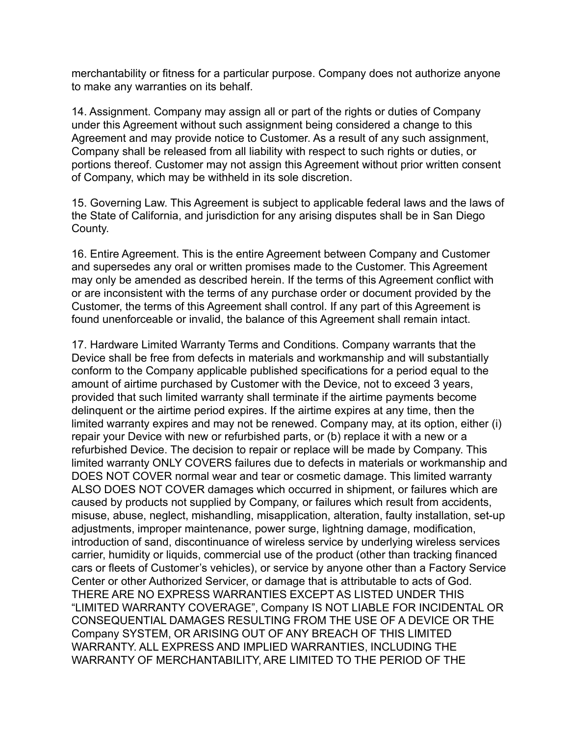merchantability or fitness for a particular purpose. Company does not authorize anyone to make any warranties on its behalf.

14. Assignment. Company may assign all or part of the rights or duties of Company under this Agreement without such assignment being considered a change to this Agreement and may provide notice to Customer. As a result of any such assignment, Company shall be released from all liability with respect to such rights or duties, or portions thereof. Customer may not assign this Agreement without prior written consent of Company, which may be withheld in its sole discretion.

15. Governing Law. This Agreement is subject to applicable federal laws and the laws of the State of California, and jurisdiction for any arising disputes shall be in San Diego County.

16. Entire Agreement. This is the entire Agreement between Company and Customer and supersedes any oral or written promises made to the Customer. This Agreement may only be amended as described herein. If the terms of this Agreement conflict with or are inconsistent with the terms of any purchase order or document provided by the Customer, the terms of this Agreement shall control. If any part of this Agreement is found unenforceable or invalid, the balance of this Agreement shall remain intact.

17. Hardware Limited Warranty Terms and Conditions. Company warrants that the Device shall be free from defects in materials and workmanship and will substantially conform to the Company applicable published specifications for a period equal to the amount of airtime purchased by Customer with the Device, not to exceed 3 years, provided that such limited warranty shall terminate if the airtime payments become delinquent or the airtime period expires. If the airtime expires at any time, then the limited warranty expires and may not be renewed. Company may, at its option, either (i) repair your Device with new or refurbished parts, or (b) replace it with a new or a refurbished Device. The decision to repair or replace will be made by Company. This limited warranty ONLY COVERS failures due to defects in materials or workmanship and DOES NOT COVER normal wear and tear or cosmetic damage. This limited warranty ALSO DOES NOT COVER damages which occurred in shipment, or failures which are caused by products not supplied by Company, or failures which result from accidents, misuse, abuse, neglect, mishandling, misapplication, alteration, faulty installation, set-up adjustments, improper maintenance, power surge, lightning damage, modification, introduction of sand, discontinuance of wireless service by underlying wireless services carrier, humidity or liquids, commercial use of the product (other than tracking financed cars or fleets of Customer's vehicles), or service by anyone other than a Factory Service Center or other Authorized Servicer, or damage that is attributable to acts of God. THERE ARE NO EXPRESS WARRANTIES EXCEPT AS LISTED UNDER THIS "LIMITED WARRANTY COVERAGE", Company IS NOT LIABLE FOR INCIDENTAL OR CONSEQUENTIAL DAMAGES RESULTING FROM THE USE OF A DEVICE OR THE Company SYSTEM, OR ARISING OUT OF ANY BREACH OF THIS LIMITED WARRANTY. ALL EXPRESS AND IMPLIED WARRANTIES, INCLUDING THE WARRANTY OF MERCHANTABILITY, ARE LIMITED TO THE PERIOD OF THE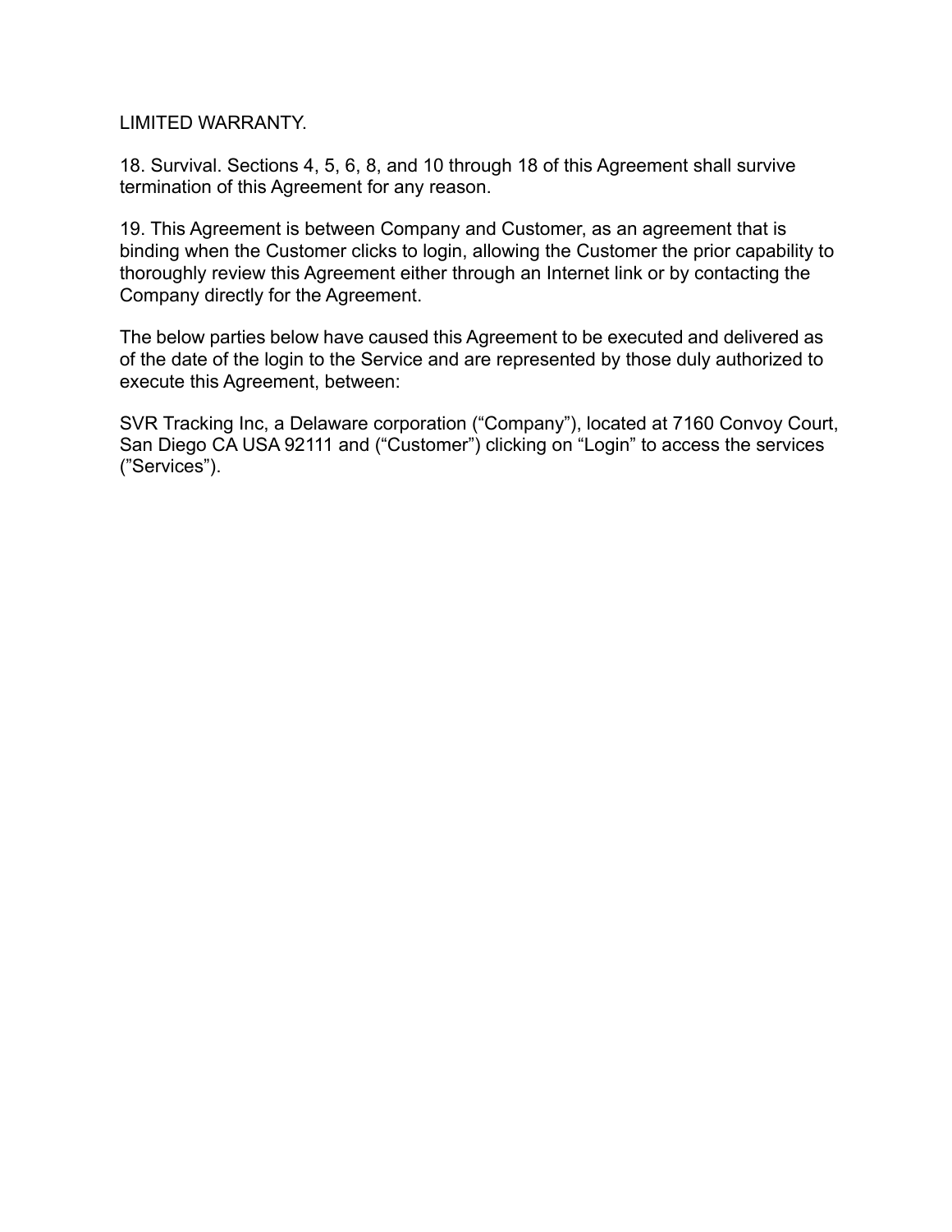LIMITED WARRANTY.

18. Survival. Sections 4, 5, 6, 8, and 10 through 18 of this Agreement shall survive termination of this Agreement for any reason.

19. This Agreement is between Company and Customer, as an agreement that is binding when the Customer clicks to login, allowing the Customer the prior capability to thoroughly review this Agreement either through an Internet link or by contacting the Company directly for the Agreement.

The below parties below have caused this Agreement to be executed and delivered as of the date of the login to the Service and are represented by those duly authorized to execute this Agreement, between:

SVR Tracking Inc, a Delaware corporation (“Company”), located at 7160 Convoy Court, San Diego CA USA 92111 and (“Customer”) clicking on “Login” to access the services (”Services”).